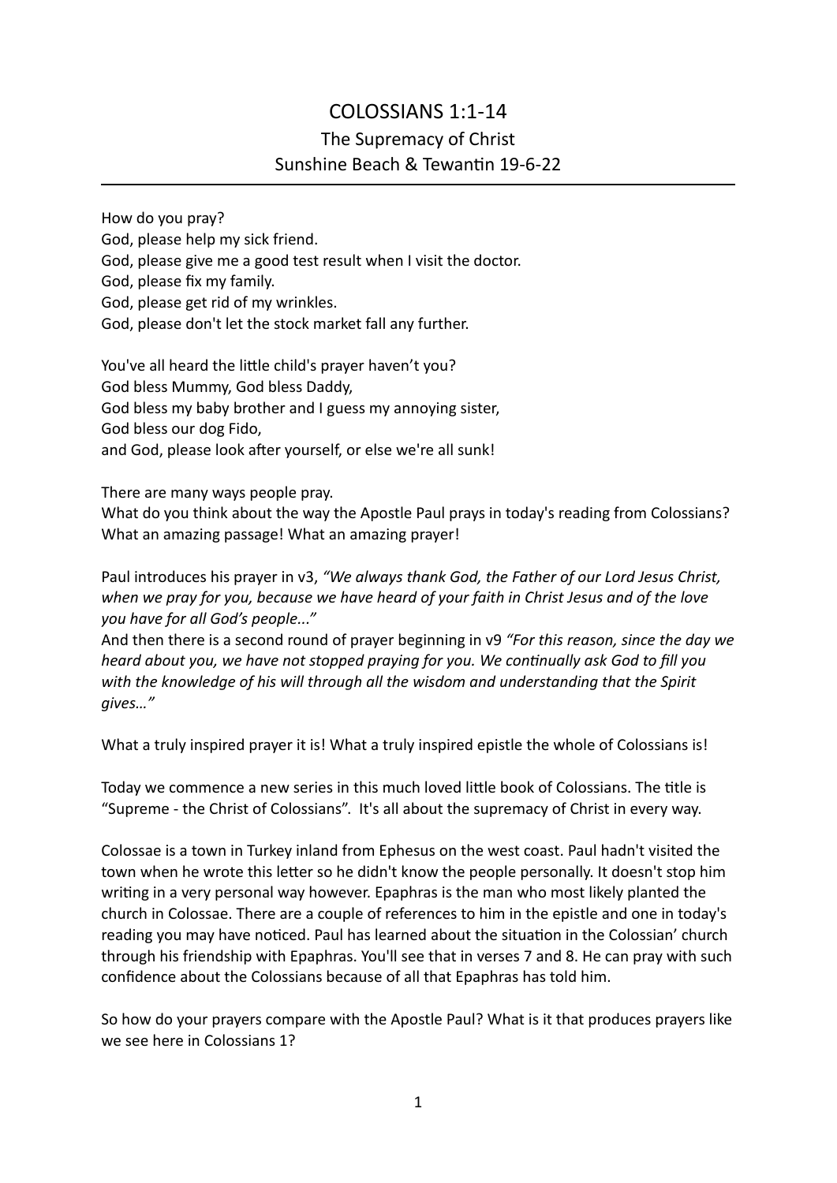# COLOSSIANS 1:1-14

## The Supremacy of Christ

## Sunshine Beach & Tewantin 19-6-22

---

How do you pray?
God, please help my sick friend.
God, please give me a good test result when I visit the doctor.
God, please fix my family.
God, please get rid of my wrinkles.
God, please don't let the stock market fall any further.

You've all heard the little child's prayer haven't you?
God bless Mummy, God bless Daddy,
God bless my baby brother and I guess my annoying sister,
God bless our dog Fido,
and God, please look after yourself, or else we're all sunk!

There are many ways people pray.
What do you think about the way the Apostle Paul prays in today's reading from Colossians?
What an amazing passage! What an amazing prayer!

Paul introduces his prayer in v3, *"We always thank God, the Father of our Lord Jesus Christ, when we pray for you, because we have heard of your faith in Christ Jesus and of the love you have for all God's people..."*
And then there is a second round of prayer beginning in v9 *"For this reason, since the day we heard about you, we have not stopped praying for you. We continually ask God to fill you with the knowledge of his will through all the wisdom and understanding that the Spirit gives…"*

What a truly inspired prayer it is! What a truly inspired epistle the whole of Colossians is!

Today we commence a new series in this much loved little book of Colossians. The title is "Supreme - the Christ of Colossians". It's all about the supremacy of Christ in every way.

Colossae is a town in Turkey inland from Ephesus on the west coast. Paul hadn't visited the town when he wrote this letter so he didn't know the people personally. It doesn't stop him writing in a very personal way however. Epaphras is the man who most likely planted the church in Colossae. There are a couple of references to him in the epistle and one in today's reading you may have noticed. Paul has learned about the situation in the Colossian' church through his friendship with Epaphras. You'll see that in verses 7 and 8. He can pray with such confidence about the Colossians because of all that Epaphras has told him.

So how do your prayers compare with the Apostle Paul? What is it that produces prayers like we see here in Colossians 1?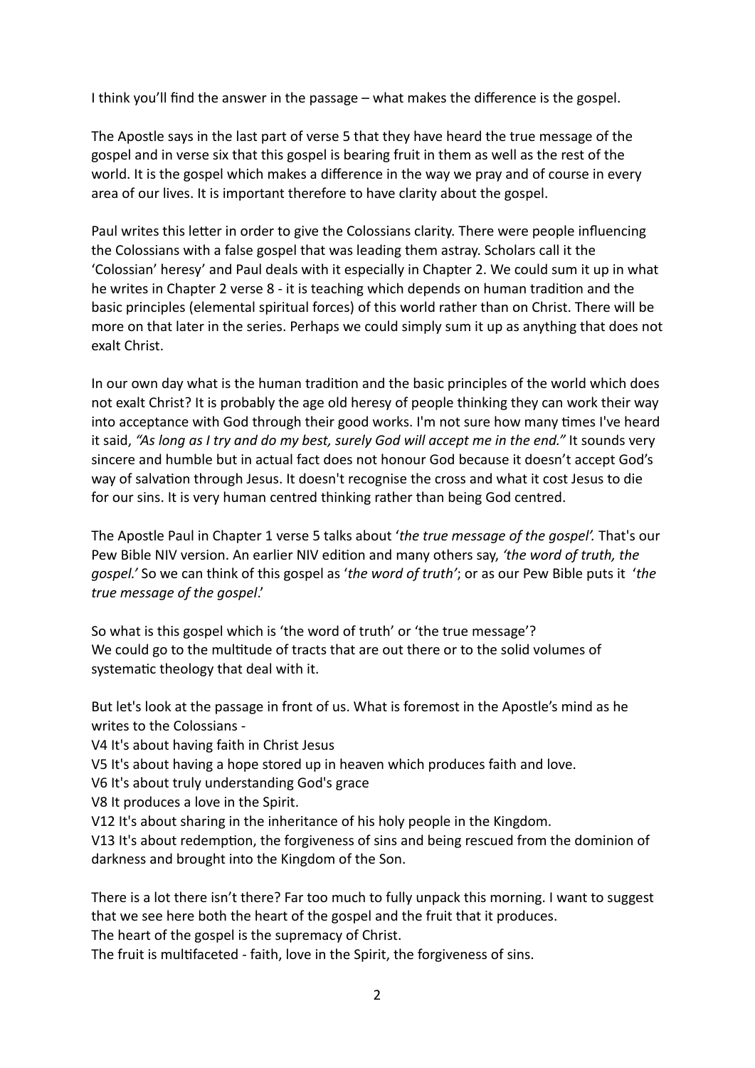I think you'll find the answer in the passage – what makes the difference is the gospel.

The Apostle says in the last part of verse 5 that they have heard the true message of the gospel and in verse six that this gospel is bearing fruit in them as well as the rest of the world. It is the gospel which makes a difference in the way we pray and of course in every area of our lives. It is important therefore to have clarity about the gospel.

Paul writes this letter in order to give the Colossians clarity. There were people influencing the Colossians with a false gospel that was leading them astray. Scholars call it the 'Colossian' heresy' and Paul deals with it especially in Chapter 2. We could sum it up in what he writes in Chapter 2 verse 8 - it is teaching which depends on human tradition and the basic principles (elemental spiritual forces) of this world rather than on Christ. There will be more on that later in the series. Perhaps we could simply sum it up as anything that does not exalt Christ.

In our own day what is the human tradition and the basic principles of the world which does not exalt Christ? It is probably the age old heresy of people thinking they can work their way into acceptance with God through their good works. I'm not sure how many times I've heard it said, *"As long as I try and do my best, surely God will accept me in the end."* It sounds very sincere and humble but in actual fact does not honour God because it doesn't accept God's way of salvation through Jesus. It doesn't recognise the cross and what it cost Jesus to die for our sins. It is very human centred thinking rather than being God centred.

The Apostle Paul in Chapter 1 verse 5 talks about '*the true message of the gospel'.* That's our Pew Bible NIV version. An earlier NIV edition and many others say, *'the word of truth, the gospel.'* So we can think of this gospel as '*the word of truth'*; or as our Pew Bible puts it '*the true message of the gospel*.'

So what is this gospel which is 'the word of truth' or 'the true message'?
We could go to the multitude of tracts that are out there or to the solid volumes of systematic theology that deal with it.

But let's look at the passage in front of us. What is foremost in the Apostle's mind as he writes to the Colossians -
V4 It's about having faith in Christ Jesus
V5 It's about having a hope stored up in heaven which produces faith and love.
V6 It's about truly understanding God's grace
V8 It produces a love in the Spirit.
V12 It's about sharing in the inheritance of his holy people in the Kingdom.
V13 It's about redemption, the forgiveness of sins and being rescued from the dominion of darkness and brought into the Kingdom of the Son.

There is a lot there isn't there? Far too much to fully unpack this morning. I want to suggest that we see here both the heart of the gospel and the fruit that it produces.
The heart of the gospel is the supremacy of Christ.
The fruit is multifaceted - faith, love in the Spirit, the forgiveness of sins.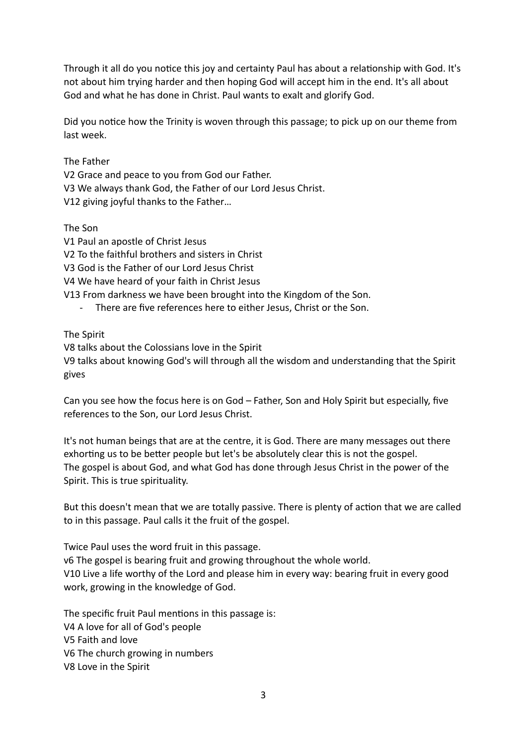Through it all do you notice this joy and certainty Paul has about a relationship with God. It's not about him trying harder and then hoping God will accept him in the end. It's all about God and what he has done in Christ. Paul wants to exalt and glorify God.

Did you notice how the Trinity is woven through this passage; to pick up on our theme from last week.

The Father
V2 Grace and peace to you from God our Father.
V3 We always thank God, the Father of our Lord Jesus Christ.
V12 giving joyful thanks to the Father…

The Son
V1 Paul an apostle of Christ Jesus
V2 To the faithful brothers and sisters in Christ
V3 God is the Father of our Lord Jesus Christ
V4 We have heard of your faith in Christ Jesus
V13 From darkness we have been brought into the Kingdom of the Son.

- There are five references here to either Jesus, Christ or the Son.

The Spirit
V8 talks about the Colossians love in the Spirit
V9 talks about knowing God's will through all the wisdom and understanding that the Spirit gives

Can you see how the focus here is on God – Father, Son and Holy Spirit but especially, five references to the Son, our Lord Jesus Christ.

It's not human beings that are at the centre, it is God. There are many messages out there exhorting us to be better people but let's be absolutely clear this is not the gospel.
The gospel is about God, and what God has done through Jesus Christ in the power of the Spirit. This is true spirituality.

But this doesn't mean that we are totally passive. There is plenty of action that we are called to in this passage. Paul calls it the fruit of the gospel.

Twice Paul uses the word fruit in this passage.
v6 The gospel is bearing fruit and growing throughout the whole world.
V10 Live a life worthy of the Lord and please him in every way: bearing fruit in every good work, growing in the knowledge of God.

The specific fruit Paul mentions in this passage is:
V4 A love for all of God's people
V5 Faith and love
V6 The church growing in numbers
V8 Love in the Spirit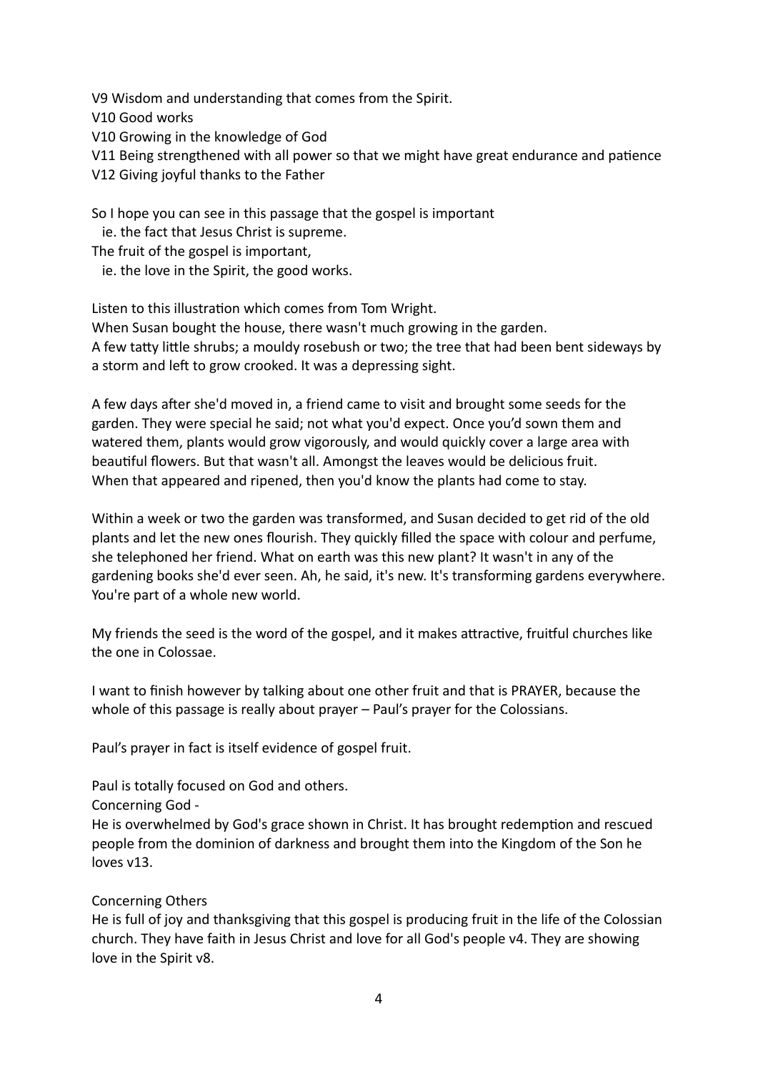V9 Wisdom and understanding that comes from the Spirit.
V10 Good works
V10 Growing in the knowledge of God
V11 Being strengthened with all power so that we might have great endurance and patience
V12 Giving joyful thanks to the Father

So I hope you can see in this passage that the gospel is important
ie. the fact that Jesus Christ is supreme.
The fruit of the gospel is important,
ie. the love in the Spirit, the good works.

Listen to this illustration which comes from Tom Wright.
When Susan bought the house, there wasn't much growing in the garden.
A few tatty little shrubs; a mouldy rosebush or two; the tree that had been bent sideways by a storm and left to grow crooked. It was a depressing sight.

A few days after she'd moved in, a friend came to visit and brought some seeds for the garden. They were special he said; not what you'd expect. Once you'd sown them and watered them, plants would grow vigorously, and would quickly cover a large area with beautiful flowers. But that wasn't all. Amongst the leaves would be delicious fruit. When that appeared and ripened, then you'd know the plants had come to stay.

Within a week or two the garden was transformed, and Susan decided to get rid of the old plants and let the new ones flourish. They quickly filled the space with colour and perfume, she telephoned her friend. What on earth was this new plant? It wasn't in any of the gardening books she'd ever seen. Ah, he said, it's new. It's transforming gardens everywhere. You're part of a whole new world.

My friends the seed is the word of the gospel, and it makes attractive, fruitful churches like the one in Colossae.

I want to finish however by talking about one other fruit and that is PRAYER, because the whole of this passage is really about prayer – Paul's prayer for the Colossians.

Paul's prayer in fact is itself evidence of gospel fruit.

Paul is totally focused on God and others.
Concerning God -
He is overwhelmed by God's grace shown in Christ. It has brought redemption and rescued people from the dominion of darkness and brought them into the Kingdom of the Son he loves v13.

Concerning Others
He is full of joy and thanksgiving that this gospel is producing fruit in the life of the Colossian church. They have faith in Jesus Christ and love for all God's people v4. They are showing love in the Spirit v8.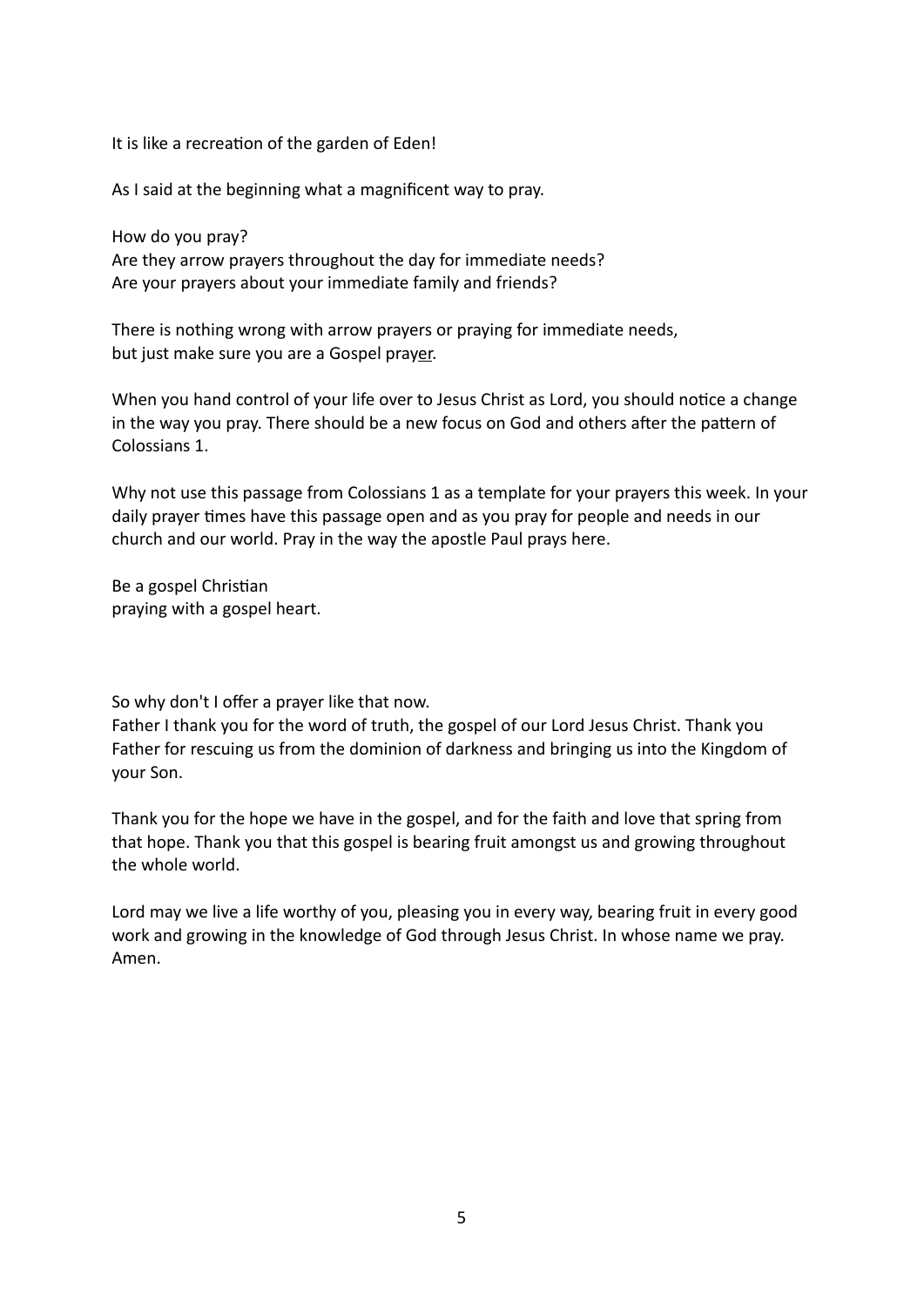It is like a recreation of the garden of Eden!

As I said at the beginning what a magnificent way to pray.

How do you pray?
Are they arrow prayers throughout the day for immediate needs?
Are your prayers about your immediate family and friends?

There is nothing wrong with arrow prayers or praying for immediate needs,
but just make sure you are a Gospel pray<u>er</u>.

When you hand control of your life over to Jesus Christ as Lord, you should notice a change in the way you pray. There should be a new focus on God and others after the pattern of Colossians 1.

Why not use this passage from Colossians 1 as a template for your prayers this week. In your daily prayer times have this passage open and as you pray for people and needs in our church and our world. Pray in the way the apostle Paul prays here.

Be a gospel Christian
praying with a gospel heart.

So why don't I offer a prayer like that now.
Father I thank you for the word of truth, the gospel of our Lord Jesus Christ. Thank you Father for rescuing us from the dominion of darkness and bringing us into the Kingdom of your Son.

Thank you for the hope we have in the gospel, and for the faith and love that spring from that hope. Thank you that this gospel is bearing fruit amongst us and growing throughout the whole world.

Lord may we live a life worthy of you, pleasing you in every way, bearing fruit in every good work and growing in the knowledge of God through Jesus Christ. In whose name we pray.
Amen.